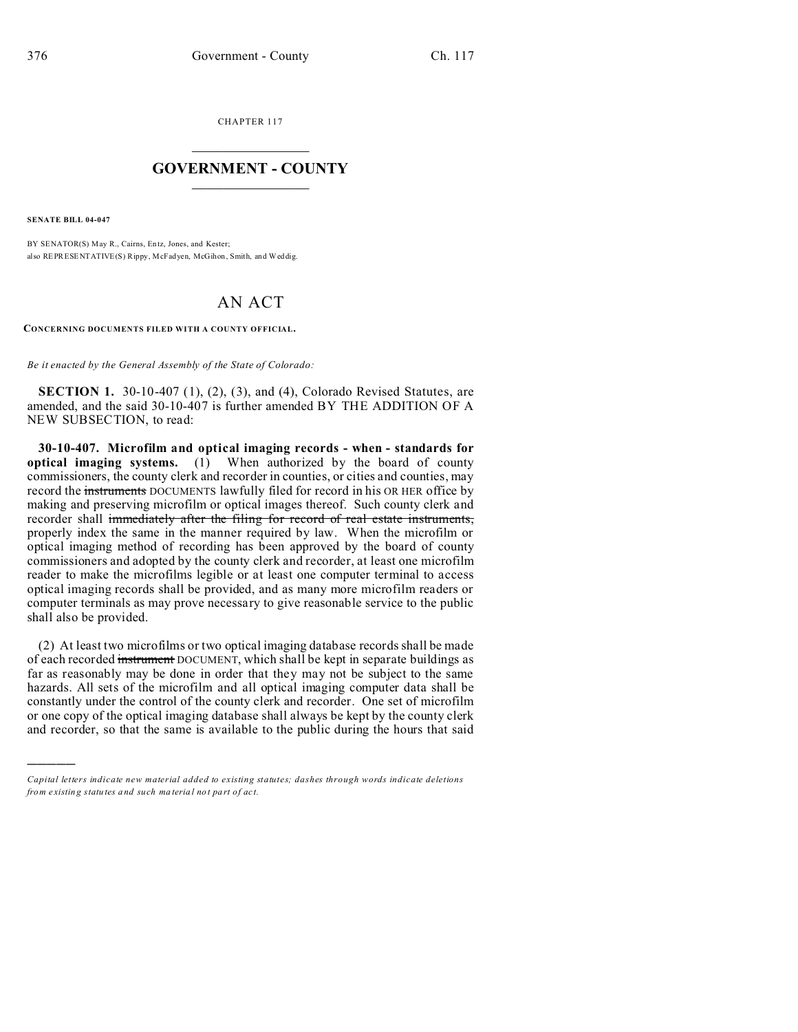CHAPTER 117

# GOVERNMENT - COUNTY

**SENATE BILL 04-047**

BY SENATOR(S) May R., Cairns, Entz, Jones, and Kester;
also REPRESENTATIVE(S) Rippy, McFadyen, McGihon, Smith, and Weddig.

# AN ACT

**CONCERNING DOCUMENTS FILED WITH A COUNTY OFFICIAL.**

*Be it enacted by the General Assembly of the State of Colorado:*

**SECTION 1.** 30-10-407 (1), (2), (3), and (4), Colorado Revised Statutes, are amended, and the said 30-10-407 is further amended BY THE ADDITION OF A NEW SUBSECTION, to read:

**30-10-407. Microfilm and optical imaging records - when - standards for optical imaging systems.** (1) When authorized by the board of county commissioners, the county clerk and recorder in counties, or cities and counties, may record the ~~instruments~~ DOCUMENTS lawfully filed for record in his OR HER office by making and preserving microfilm or optical images thereof. Such county clerk and recorder shall ~~immediately after the filing for record of real estate instruments,~~ properly index the same in the manner required by law. When the microfilm or optical imaging method of recording has been approved by the board of county commissioners and adopted by the county clerk and recorder, at least one microfilm reader to make the microfilms legible or at least one computer terminal to access optical imaging records shall be provided, and as many more microfilm readers or computer terminals as may prove necessary to give reasonable service to the public shall also be provided.

(2) At least two microfilms or two optical imaging database records shall be made of each recorded ~~instrument~~ DOCUMENT, which shall be kept in separate buildings as far as reasonably may be done in order that they may not be subject to the same hazards. All sets of the microfilm and all optical imaging computer data shall be constantly under the control of the county clerk and recorder. One set of microfilm or one copy of the optical imaging database shall always be kept by the county clerk and recorder, so that the same is available to the public during the hours that said

*Capital letters indicate new material added to existing statutes; dashes through words indicate deletions from existing statutes and such material not part of act.*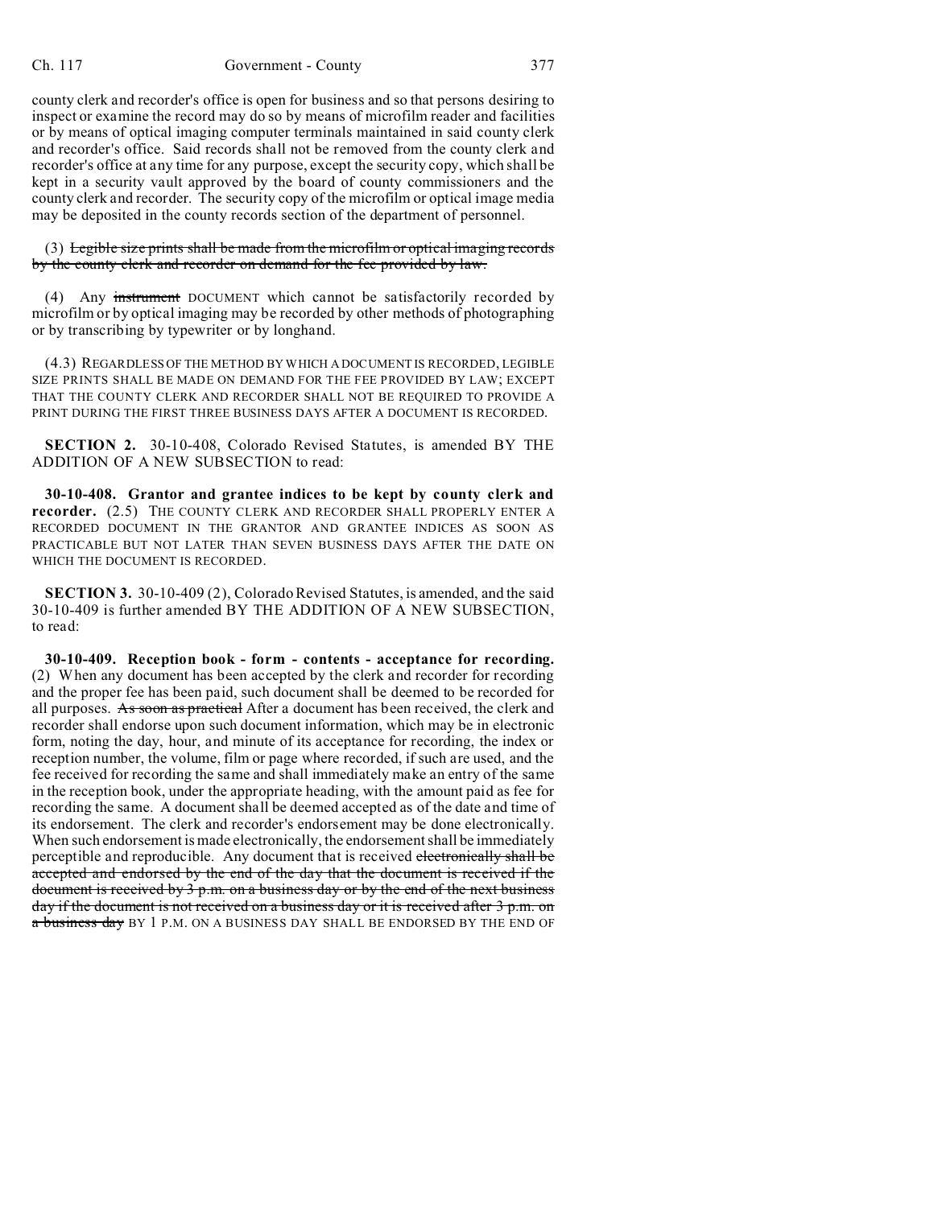county clerk and recorder's office is open for business and so that persons desiring to inspect or examine the record may do so by means of microfilm reader and facilities or by means of optical imaging computer terminals maintained in said county clerk and recorder's office. Said records shall not be removed from the county clerk and recorder's office at any time for any purpose, except the security copy, which shall be kept in a security vault approved by the board of county commissioners and the county clerk and recorder. The security copy of the microfilm or optical image media may be deposited in the county records section of the department of personnel.

(3) ~~Legible size prints shall be made from the microfilm or optical imaging records by the county clerk and recorder on demand for the fee provided by law.~~

(4) Any ~~instrument~~ DOCUMENT which cannot be satisfactorily recorded by microfilm or by optical imaging may be recorded by other methods of photographing or by transcribing by typewriter or by longhand.

(4.3) REGARDLESS OF THE METHOD BY WHICH A DOCUMENT IS RECORDED, LEGIBLE SIZE PRINTS SHALL BE MADE ON DEMAND FOR THE FEE PROVIDED BY LAW; EXCEPT THAT THE COUNTY CLERK AND RECORDER SHALL NOT BE REQUIRED TO PROVIDE A PRINT DURING THE FIRST THREE BUSINESS DAYS AFTER A DOCUMENT IS RECORDED.

**SECTION 2.** 30-10-408, Colorado Revised Statutes, is amended BY THE ADDITION OF A NEW SUBSECTION to read:

**30-10-408. Grantor and grantee indices to be kept by county clerk and recorder.** (2.5) THE COUNTY CLERK AND RECORDER SHALL PROPERLY ENTER A RECORDED DOCUMENT IN THE GRANTOR AND GRANTEE INDICES AS SOON AS PRACTICABLE BUT NOT LATER THAN SEVEN BUSINESS DAYS AFTER THE DATE ON WHICH THE DOCUMENT IS RECORDED.

**SECTION 3.** 30-10-409 (2), Colorado Revised Statutes, is amended, and the said 30-10-409 is further amended BY THE ADDITION OF A NEW SUBSECTION, to read:

**30-10-409. Reception book - form - contents - acceptance for recording.** (2) When any document has been accepted by the clerk and recorder for recording and the proper fee has been paid, such document shall be deemed to be recorded for all purposes. ~~As soon as practical~~ After a document has been received, the clerk and recorder shall endorse upon such document information, which may be in electronic form, noting the day, hour, and minute of its acceptance for recording, the index or reception number, the volume, film or page where recorded, if such are used, and the fee received for recording the same and shall immediately make an entry of the same in the reception book, under the appropriate heading, with the amount paid as fee for recording the same. A document shall be deemed accepted as of the date and time of its endorsement. The clerk and recorder's endorsement may be done electronically. When such endorsement is made electronically, the endorsement shall be immediately perceptible and reproducible. Any document that is received ~~electronically shall be accepted and endorsed by the end of the day that the document is received if the document is received by 3 p.m. on a business day or by the end of the next business day if the document is not received on a business day or it is received after 3 p.m. on a business day~~ BY 1 P.M. ON A BUSINESS DAY SHALL BE ENDORSED BY THE END OF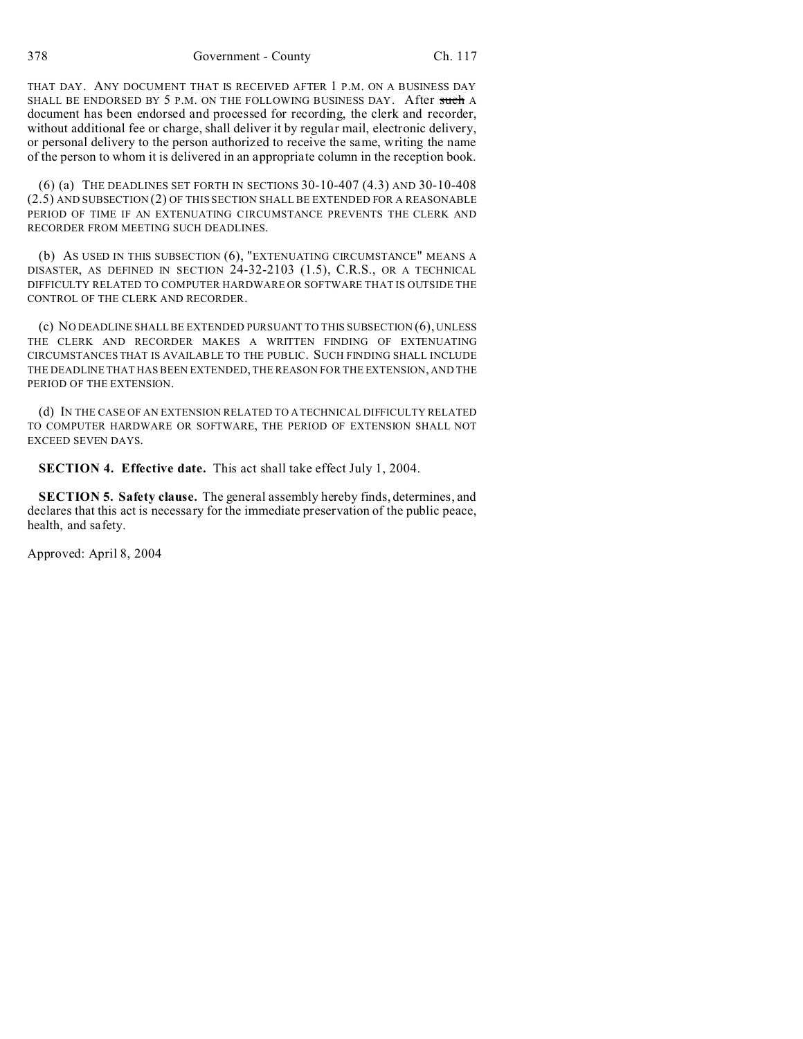THAT DAY. ANY DOCUMENT THAT IS RECEIVED AFTER 1 P.M. ON A BUSINESS DAY SHALL BE ENDORSED BY 5 P.M. ON THE FOLLOWING BUSINESS DAY. After ~~such~~ A document has been endorsed and processed for recording, the clerk and recorder, without additional fee or charge, shall deliver it by regular mail, electronic delivery, or personal delivery to the person authorized to receive the same, writing the name of the person to whom it is delivered in an appropriate column in the reception book.

(6) (a) THE DEADLINES SET FORTH IN SECTIONS 30-10-407 (4.3) AND 30-10-408 (2.5) AND SUBSECTION (2) OF THIS SECTION SHALL BE EXTENDED FOR A REASONABLE PERIOD OF TIME IF AN EXTENUATING CIRCUMSTANCE PREVENTS THE CLERK AND RECORDER FROM MEETING SUCH DEADLINES.

(b) AS USED IN THIS SUBSECTION (6), "EXTENUATING CIRCUMSTANCE" MEANS A DISASTER, AS DEFINED IN SECTION 24-32-2103 (1.5), C.R.S., OR A TECHNICAL DIFFICULTY RELATED TO COMPUTER HARDWARE OR SOFTWARE THAT IS OUTSIDE THE CONTROL OF THE CLERK AND RECORDER.

(c) NO DEADLINE SHALL BE EXTENDED PURSUANT TO THIS SUBSECTION (6), UNLESS THE CLERK AND RECORDER MAKES A WRITTEN FINDING OF EXTENUATING CIRCUMSTANCES THAT IS AVAILABLE TO THE PUBLIC. SUCH FINDING SHALL INCLUDE THE DEADLINE THAT HAS BEEN EXTENDED, THE REASON FOR THE EXTENSION, AND THE PERIOD OF THE EXTENSION.

(d) IN THE CASE OF AN EXTENSION RELATED TO A TECHNICAL DIFFICULTY RELATED TO COMPUTER HARDWARE OR SOFTWARE, THE PERIOD OF EXTENSION SHALL NOT EXCEED SEVEN DAYS.

**SECTION 4. Effective date.** This act shall take effect July 1, 2004.

**SECTION 5. Safety clause.** The general assembly hereby finds, determines, and declares that this act is necessary for the immediate preservation of the public peace, health, and safety.

Approved: April 8, 2004